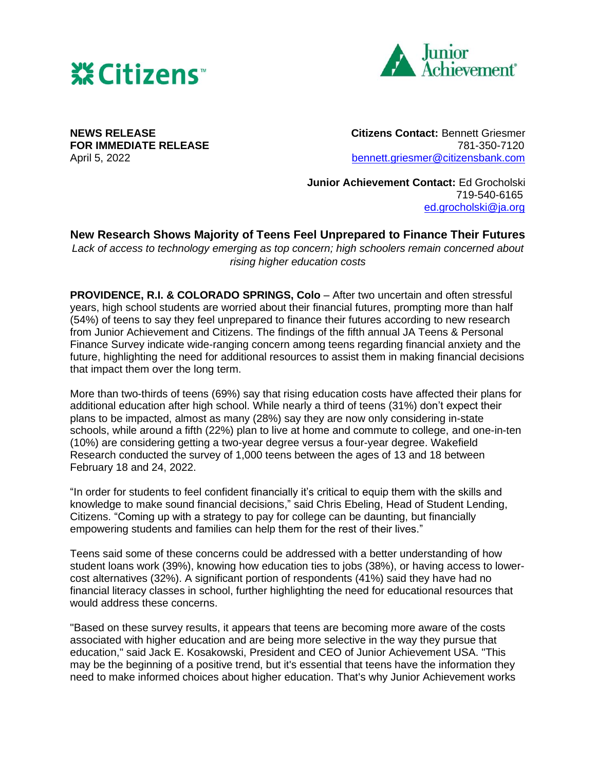Citizens™ Junior Achievement®

**NEWS RELEASE**
**FOR IMMEDIATE RELEASE**
April 5, 2022

**Citizens Contact:** Bennett Griesmer
781-350-7120
bennett.griesmer@citizensbank.com

**Junior Achievement Contact:** Ed Grocholski
719-540-6165
ed.grocholski@ja.org

## New Research Shows Majority of Teens Feel Unprepared to Finance Their Futures

*Lack of access to technology emerging as top concern; high schoolers remain concerned about rising higher education costs*

**PROVIDENCE, R.I. & COLORADO SPRINGS, Colo** – After two uncertain and often stressful years, high school students are worried about their financial futures, prompting more than half (54%) of teens to say they feel unprepared to finance their futures according to new research from Junior Achievement and Citizens. The findings of the fifth annual JA Teens & Personal Finance Survey indicate wide-ranging concern among teens regarding financial anxiety and the future, highlighting the need for additional resources to assist them in making financial decisions that impact them over the long term.

More than two-thirds of teens (69%) say that rising education costs have affected their plans for additional education after high school. While nearly a third of teens (31%) don't expect their plans to be impacted, almost as many (28%) say they are now only considering in-state schools, while around a fifth (22%) plan to live at home and commute to college, and one-in-ten (10%) are considering getting a two-year degree versus a four-year degree. Wakefield Research conducted the survey of 1,000 teens between the ages of 13 and 18 between February 18 and 24, 2022.

"In order for students to feel confident financially it's critical to equip them with the skills and knowledge to make sound financial decisions," said Chris Ebeling, Head of Student Lending, Citizens. "Coming up with a strategy to pay for college can be daunting, but financially empowering students and families can help them for the rest of their lives."

Teens said some of these concerns could be addressed with a better understanding of how student loans work (39%), knowing how education ties to jobs (38%), or having access to lower-cost alternatives (32%). A significant portion of respondents (41%) said they have had no financial literacy classes in school, further highlighting the need for educational resources that would address these concerns.

"Based on these survey results, it appears that teens are becoming more aware of the costs associated with higher education and are being more selective in the way they pursue that education," said Jack E. Kosakowski, President and CEO of Junior Achievement USA. "This may be the beginning of a positive trend, but it's essential that teens have the information they need to make informed choices about higher education. That's why Junior Achievement works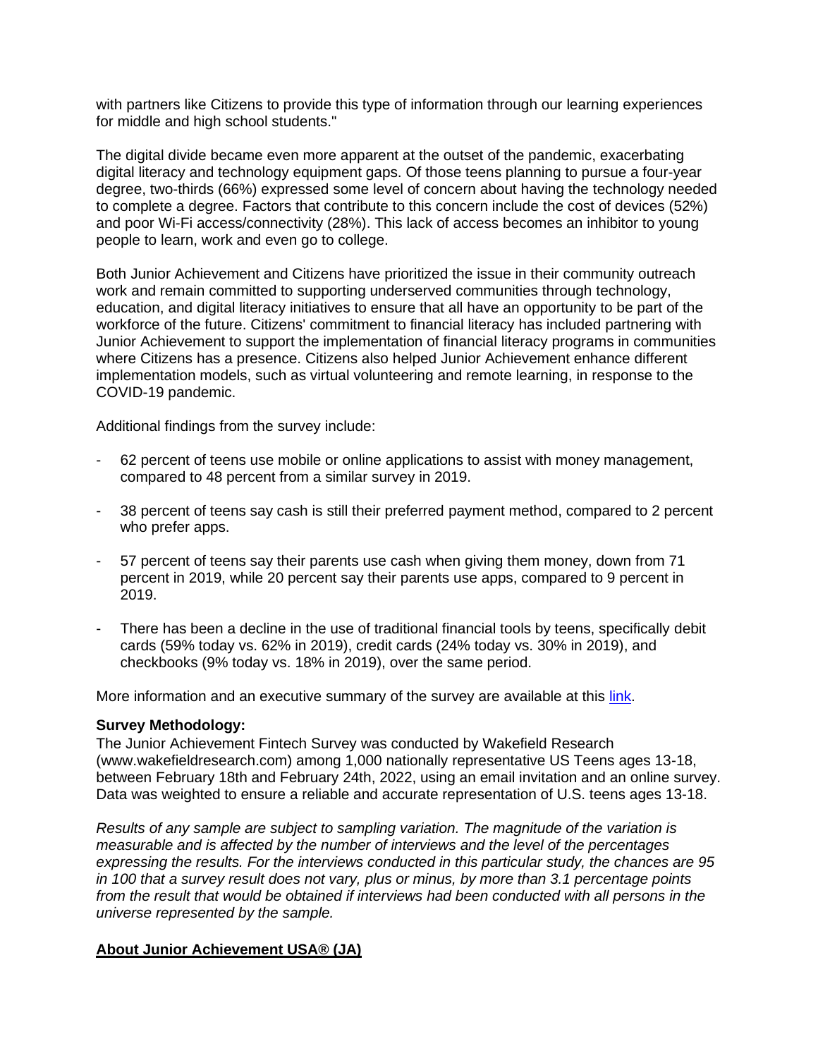with partners like Citizens to provide this type of information through our learning experiences for middle and high school students."

The digital divide became even more apparent at the outset of the pandemic, exacerbating digital literacy and technology equipment gaps. Of those teens planning to pursue a four-year degree, two-thirds (66%) expressed some level of concern about having the technology needed to complete a degree. Factors that contribute to this concern include the cost of devices (52%) and poor Wi-Fi access/connectivity (28%). This lack of access becomes an inhibitor to young people to learn, work and even go to college.

Both Junior Achievement and Citizens have prioritized the issue in their community outreach work and remain committed to supporting underserved communities through technology, education, and digital literacy initiatives to ensure that all have an opportunity to be part of the workforce of the future. Citizens' commitment to financial literacy has included partnering with Junior Achievement to support the implementation of financial literacy programs in communities where Citizens has a presence. Citizens also helped Junior Achievement enhance different implementation models, such as virtual volunteering and remote learning, in response to the COVID-19 pandemic.

Additional findings from the survey include:

- 62 percent of teens use mobile or online applications to assist with money management, compared to 48 percent from a similar survey in 2019.
- 38 percent of teens say cash is still their preferred payment method, compared to 2 percent who prefer apps.
- 57 percent of teens say their parents use cash when giving them money, down from 71 percent in 2019, while 20 percent say their parents use apps, compared to 9 percent in 2019.
- There has been a decline in the use of traditional financial tools by teens, specifically debit cards (59% today vs. 62% in 2019), credit cards (24% today vs. 30% in 2019), and checkbooks (9% today vs. 18% in 2019), over the same period.

More information and an executive summary of the survey are available at this link.

**Survey Methodology:**
The Junior Achievement Fintech Survey was conducted by Wakefield Research (www.wakefieldresearch.com) among 1,000 nationally representative US Teens ages 13-18, between February 18th and February 24th, 2022, using an email invitation and an online survey. Data was weighted to ensure a reliable and accurate representation of U.S. teens ages 13-18.

*Results of any sample are subject to sampling variation. The magnitude of the variation is measurable and is affected by the number of interviews and the level of the percentages expressing the results. For the interviews conducted in this particular study, the chances are 95 in 100 that a survey result does not vary, plus or minus, by more than 3.1 percentage points from the result that would be obtained if interviews had been conducted with all persons in the universe represented by the sample.*

**About Junior Achievement USA® (JA)**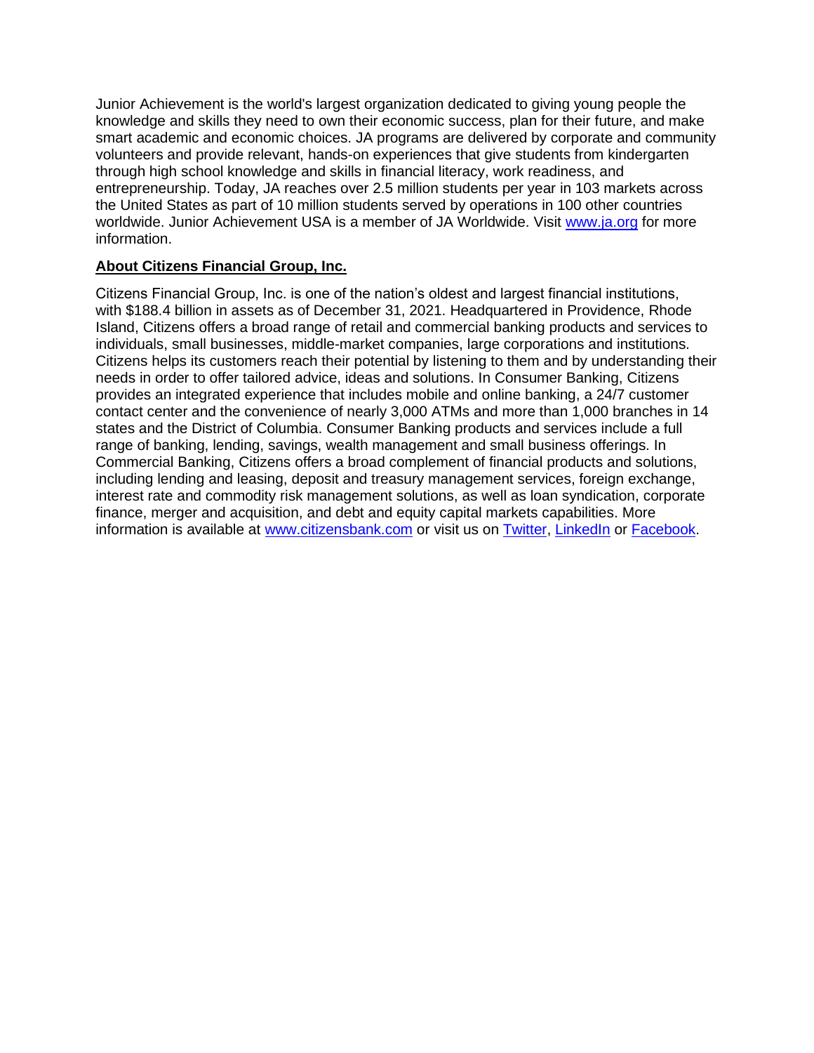Junior Achievement is the world's largest organization dedicated to giving young people the knowledge and skills they need to own their economic success, plan for their future, and make smart academic and economic choices. JA programs are delivered by corporate and community volunteers and provide relevant, hands-on experiences that give students from kindergarten through high school knowledge and skills in financial literacy, work readiness, and entrepreneurship. Today, JA reaches over 2.5 million students per year in 103 markets across the United States as part of 10 million students served by operations in 100 other countries worldwide. Junior Achievement USA is a member of JA Worldwide. Visit [www.ja.org](http://www.ja.org) for more information.

**About Citizens Financial Group, Inc.**

Citizens Financial Group, Inc. is one of the nation's oldest and largest financial institutions, with $188.4 billion in assets as of December 31, 2021. Headquartered in Providence, Rhode Island, Citizens offers a broad range of retail and commercial banking products and services to individuals, small businesses, middle-market companies, large corporations and institutions. Citizens helps its customers reach their potential by listening to them and by understanding their needs in order to offer tailored advice, ideas and solutions. In Consumer Banking, Citizens provides an integrated experience that includes mobile and online banking, a 24/7 customer contact center and the convenience of nearly 3,000 ATMs and more than 1,000 branches in 14 states and the District of Columbia. Consumer Banking products and services include a full range of banking, lending, savings, wealth management and small business offerings. In Commercial Banking, Citizens offers a broad complement of financial products and solutions, including lending and leasing, deposit and treasury management services, foreign exchange, interest rate and commodity risk management solutions, as well as loan syndication, corporate finance, merger and acquisition, and debt and equity capital markets capabilities. More information is available at [www.citizensbank.com](http://www.citizensbank.com) or visit us on Twitter, LinkedIn or Facebook.